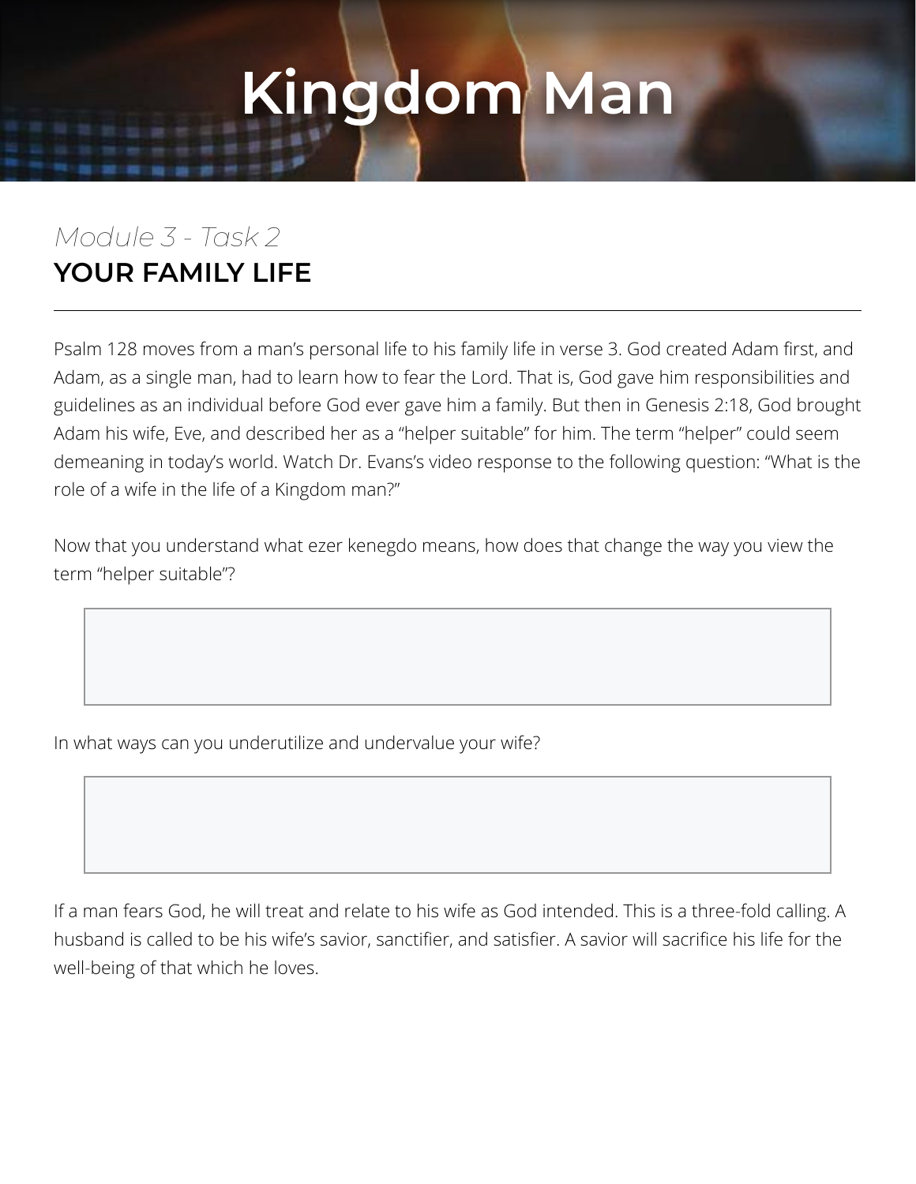# Kingdom Man

*Module 3 - Task 2*

## YOUR FAMILY LIFE

---

Psalm 128 moves from a man's personal life to his family life in verse 3. God created Adam first, and Adam, as a single man, had to learn how to fear the Lord. That is, God gave him responsibilities and guidelines as an individual before God ever gave him a family. But then in Genesis 2:18, God brought Adam his wife, Eve, and described her as a "helper suitable" for him. The term "helper" could seem demeaning in today's world. Watch Dr. Evans's video response to the following question: "What is the role of a wife in the life of a Kingdom man?"

Now that you understand what ezer kenegdo means, how does that change the way you view the term "helper suitable"?

In what ways can you underutilize and undervalue your wife?

If a man fears God, he will treat and relate to his wife as God intended. This is a three-fold calling. A husband is called to be his wife's savior, sanctifier, and satisfier. A savior will sacrifice his life for the well-being of that which he loves.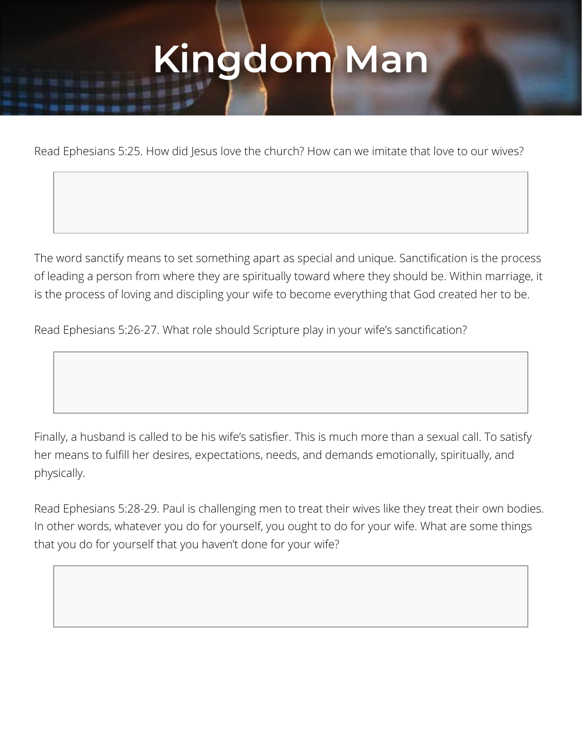# Kingdom Man

Read Ephesians 5:25. How did Jesus love the church? How can we imitate that love to our wives?

The word sanctify means to set something apart as special and unique. Sanctification is the process of leading a person from where they are spiritually toward where they should be. Within marriage, it is the process of loving and discipling your wife to become everything that God created her to be.

Read Ephesians 5:26-27. What role should Scripture play in your wife's sanctification?

Finally, a husband is called to be his wife's satisfier. This is much more than a sexual call. To satisfy her means to fulfill her desires, expectations, needs, and demands emotionally, spiritually, and physically.

Read Ephesians 5:28-29. Paul is challenging men to treat their wives like they treat their own bodies. In other words, whatever you do for yourself, you ought to do for your wife. What are some things that you do for yourself that you haven't done for your wife?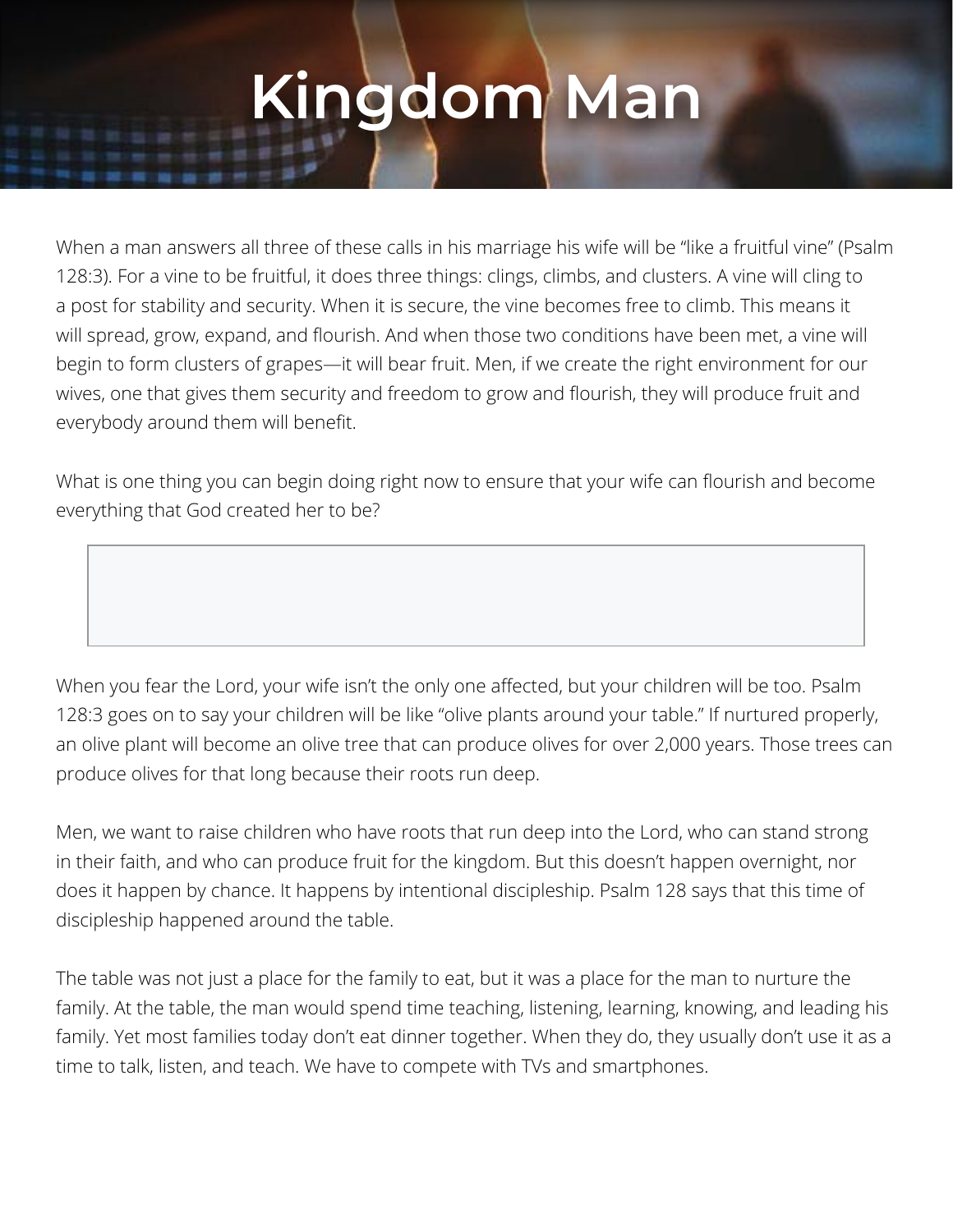# Kingdom Man

When a man answers all three of these calls in his marriage his wife will be "like a fruitful vine" (Psalm 128:3). For a vine to be fruitful, it does three things: clings, climbs, and clusters. A vine will cling to a post for stability and security. When it is secure, the vine becomes free to climb. This means it will spread, grow, expand, and flourish. And when those two conditions have been met, a vine will begin to form clusters of grapes—it will bear fruit. Men, if we create the right environment for our wives, one that gives them security and freedom to grow and flourish, they will produce fruit and everybody around them will benefit.

What is one thing you can begin doing right now to ensure that your wife can flourish and become everything that God created her to be?

When you fear the Lord, your wife isn't the only one affected, but your children will be too. Psalm 128:3 goes on to say your children will be like "olive plants around your table." If nurtured properly, an olive plant will become an olive tree that can produce olives for over 2,000 years. Those trees can produce olives for that long because their roots run deep.

Men, we want to raise children who have roots that run deep into the Lord, who can stand strong in their faith, and who can produce fruit for the kingdom. But this doesn't happen overnight, nor does it happen by chance. It happens by intentional discipleship. Psalm 128 says that this time of discipleship happened around the table.

The table was not just a place for the family to eat, but it was a place for the man to nurture the family. At the table, the man would spend time teaching, listening, learning, knowing, and leading his family. Yet most families today don't eat dinner together. When they do, they usually don't use it as a time to talk, listen, and teach. We have to compete with TVs and smartphones.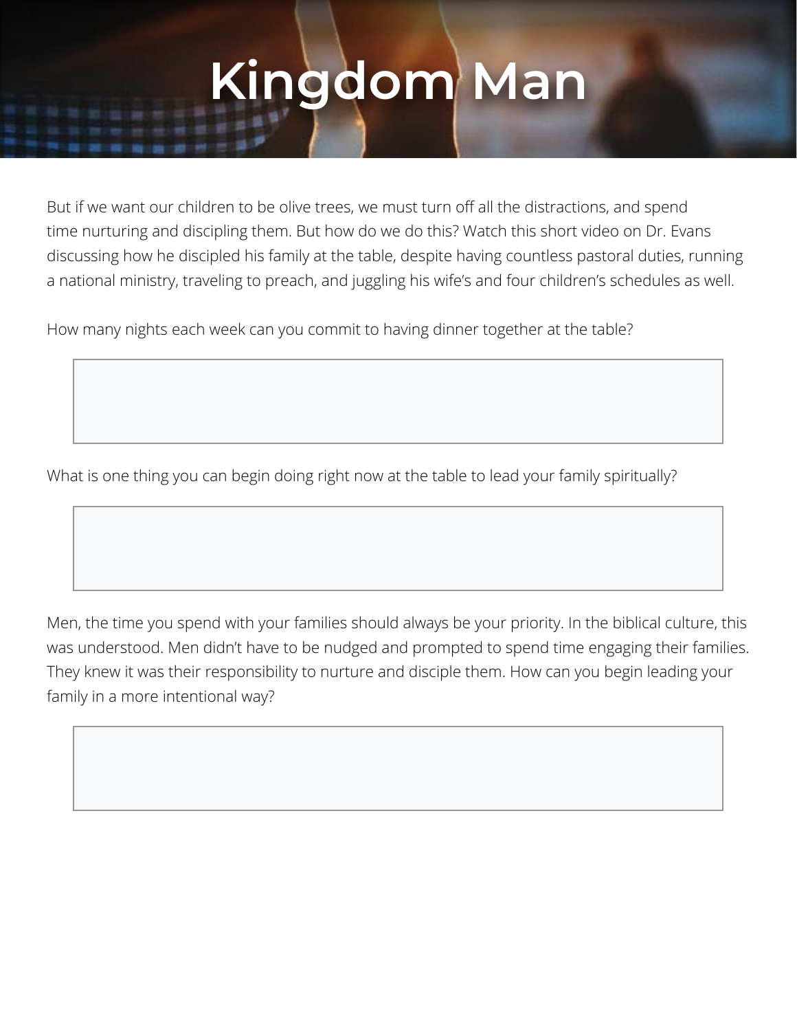# Kingdom Man

But if we want our children to be olive trees, we must turn off all the distractions, and spend time nurturing and discipling them. But how do we do this? Watch this short video on Dr. Evans discussing how he discipled his family at the table, despite having countless pastoral duties, running a national ministry, traveling to preach, and juggling his wife's and four children's schedules as well.

How many nights each week can you commit to having dinner together at the table?

What is one thing you can begin doing right now at the table to lead your family spiritually?

Men, the time you spend with your families should always be your priority. In the biblical culture, this was understood. Men didn't have to be nudged and prompted to spend time engaging their families. They knew it was their responsibility to nurture and disciple them. How can you begin leading your family in a more intentional way?